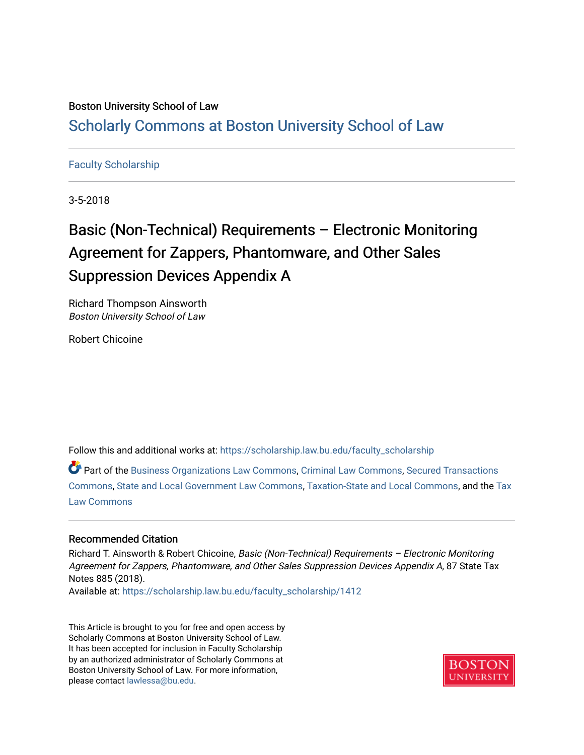Boston University School of Law

# Scholarly Commons at Boston University School of Law

Faculty Scholarship

3-5-2018

## Basic (Non-Technical) Requirements – Electronic Monitoring Agreement for Zappers, Phantomware, and Other Sales Suppression Devices Appendix A

Richard Thompson Ainsworth
*Boston University School of Law*

Robert Chicoine

Follow this and additional works at: https://scholarship.law.bu.edu/faculty_scholarship

Part of the Business Organizations Law Commons, Criminal Law Commons, Secured Transactions Commons, State and Local Government Law Commons, Taxation-State and Local Commons, and the Tax Law Commons

### Recommended Citation

Richard T. Ainsworth & Robert Chicoine, *Basic (Non-Technical) Requirements – Electronic Monitoring Agreement for Zappers, Phantomware, and Other Sales Suppression Devices Appendix A*, 87 State Tax Notes 885 (2018).
Available at: https://scholarship.law.bu.edu/faculty_scholarship/1412

This Article is brought to you for free and open access by Scholarly Commons at Boston University School of Law. It has been accepted for inclusion in Faculty Scholarship by an authorized administrator of Scholarly Commons at Boston University School of Law. For more information, please contact lawlessa@bu.edu.

BOSTON UNIVERSITY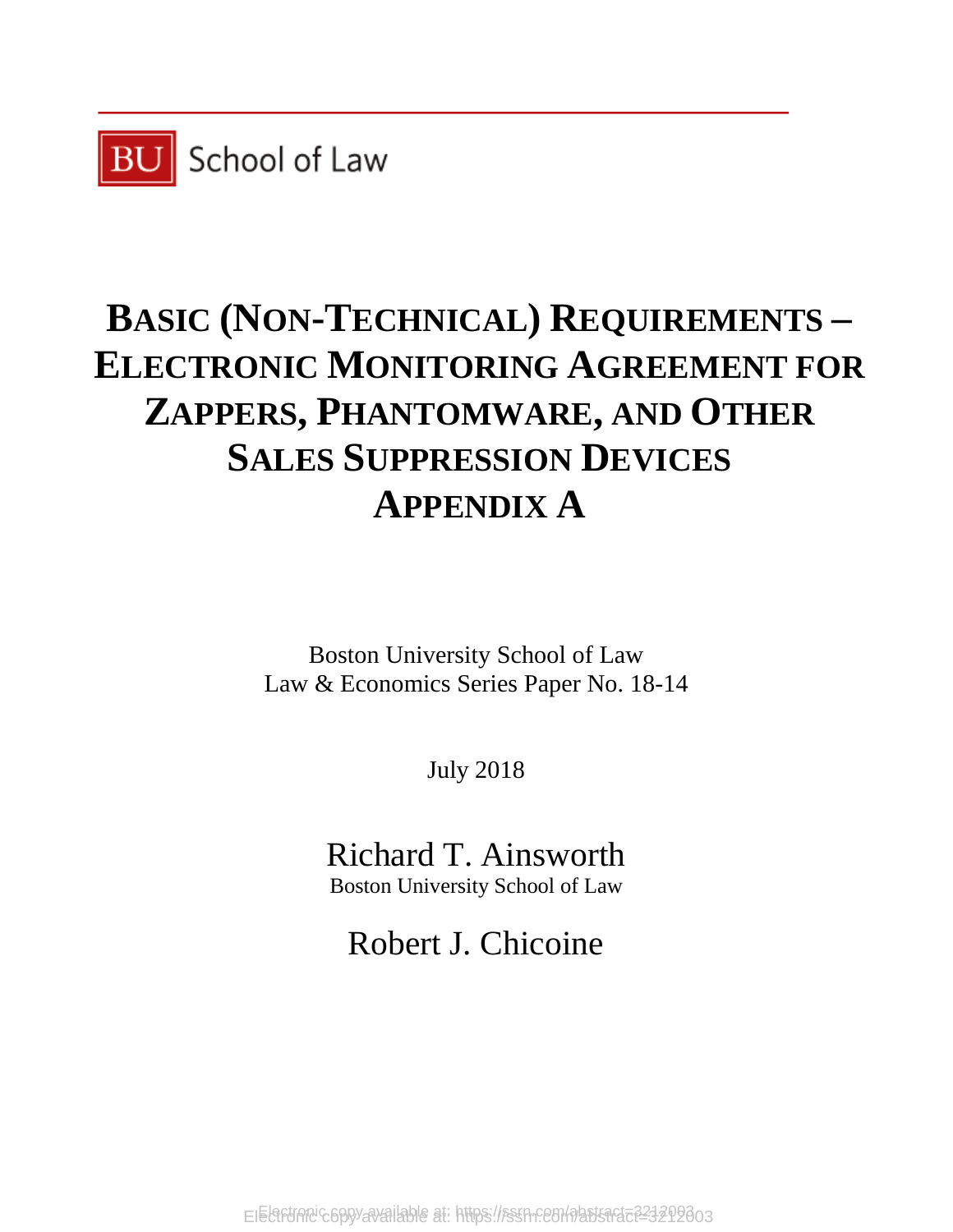BU School of Law

# BASIC (NON-TECHNICAL) REQUIREMENTS – ELECTRONIC MONITORING AGREEMENT FOR ZAPPERS, PHANTOMWARE, AND OTHER SALES SUPPRESSION DEVICES APPENDIX A

Boston University School of Law
Law & Economics Series Paper No. 18-14

July 2018

Richard T. Ainsworth
Boston University School of Law

Robert J. Chicoine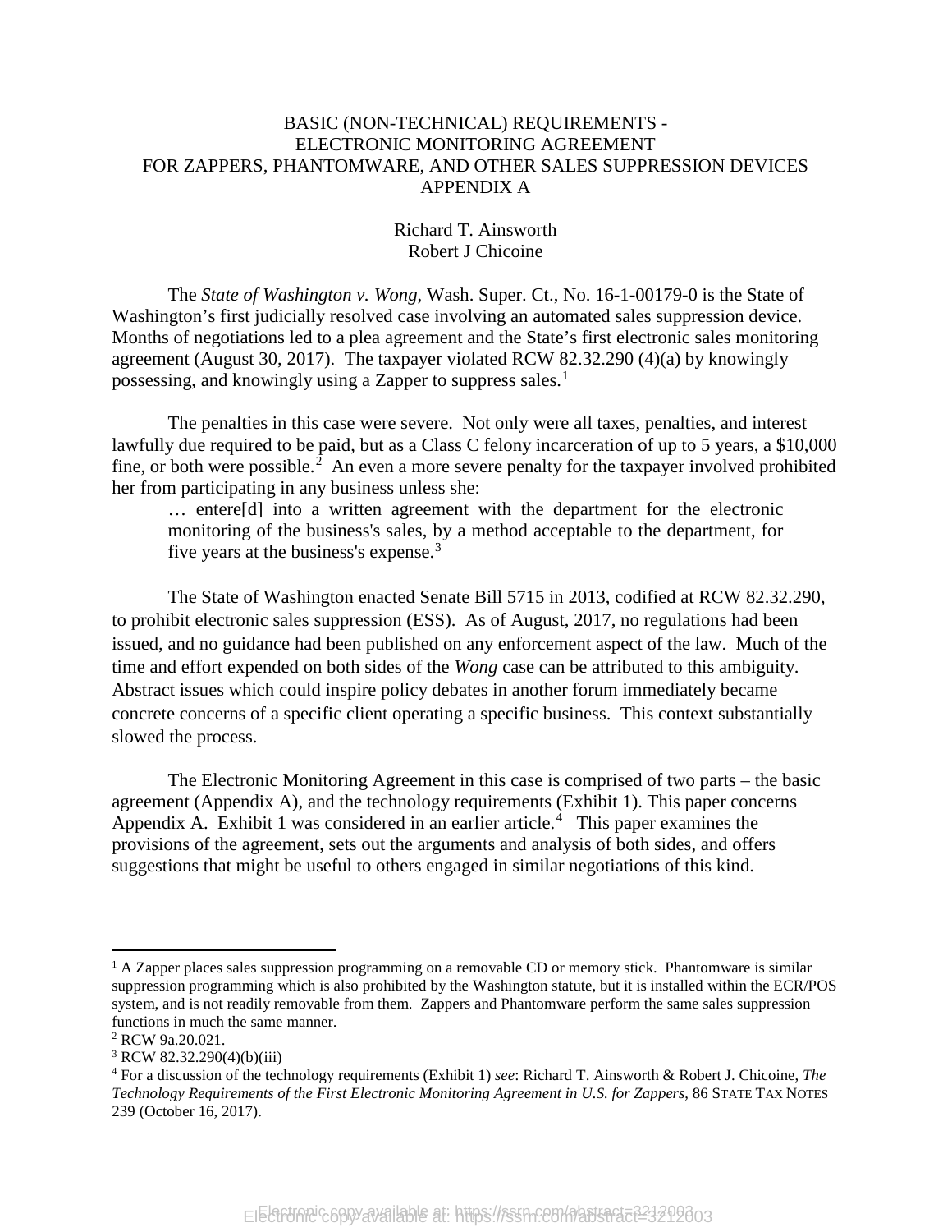# BASIC (NON-TECHNICAL) REQUIREMENTS - ELECTRONIC MONITORING AGREEMENT FOR ZAPPERS, PHANTOMWARE, AND OTHER SALES SUPPRESSION DEVICES APPENDIX A

Richard T. Ainsworth
Robert J Chicoine

The *State of Washington v. Wong*, Wash. Super. Ct., No. 16-1-00179-0 is the State of Washington's first judicially resolved case involving an automated sales suppression device. Months of negotiations led to a plea agreement and the State's first electronic sales monitoring agreement (August 30, 2017). The taxpayer violated RCW 82.32.290 (4)(a) by knowingly possessing, and knowingly using a Zapper to suppress sales.[1]

The penalties in this case were severe. Not only were all taxes, penalties, and interest lawfully due required to be paid, but as a Class C felony incarceration of up to 5 years, a $10,000 fine, or both were possible.[2] An even a more severe penalty for the taxpayer involved prohibited her from participating in any business unless she:

> … entere[d] into a written agreement with the department for the electronic monitoring of the business's sales, by a method acceptable to the department, for five years at the business's expense.[3]

The State of Washington enacted Senate Bill 5715 in 2013, codified at RCW 82.32.290, to prohibit electronic sales suppression (ESS). As of August, 2017, no regulations had been issued, and no guidance had been published on any enforcement aspect of the law. Much of the time and effort expended on both sides of the *Wong* case can be attributed to this ambiguity. Abstract issues which could inspire policy debates in another forum immediately became concrete concerns of a specific client operating a specific business. This context substantially slowed the process.

The Electronic Monitoring Agreement in this case is comprised of two parts – the basic agreement (Appendix A), and the technology requirements (Exhibit 1). This paper concerns Appendix A. Exhibit 1 was considered in an earlier article.[4] This paper examines the provisions of the agreement, sets out the arguments and analysis of both sides, and offers suggestions that might be useful to others engaged in similar negotiations of this kind.

---

[1] A Zapper places sales suppression programming on a removable CD or memory stick. Phantomware is similar suppression programming which is also prohibited by the Washington statute, but it is installed within the ECR/POS system, and is not readily removable from them. Zappers and Phantomware perform the same sales suppression functions in much the same manner.

[2] RCW 9a.20.021.

[3] RCW 82.32.290(4)(b)(iii)

[4] For a discussion of the technology requirements (Exhibit 1) *see*: Richard T. Ainsworth & Robert J. Chicoine, *The Technology Requirements of the First Electronic Monitoring Agreement in U.S. for Zappers*, 86 STATE TAX NOTES 239 (October 16, 2017).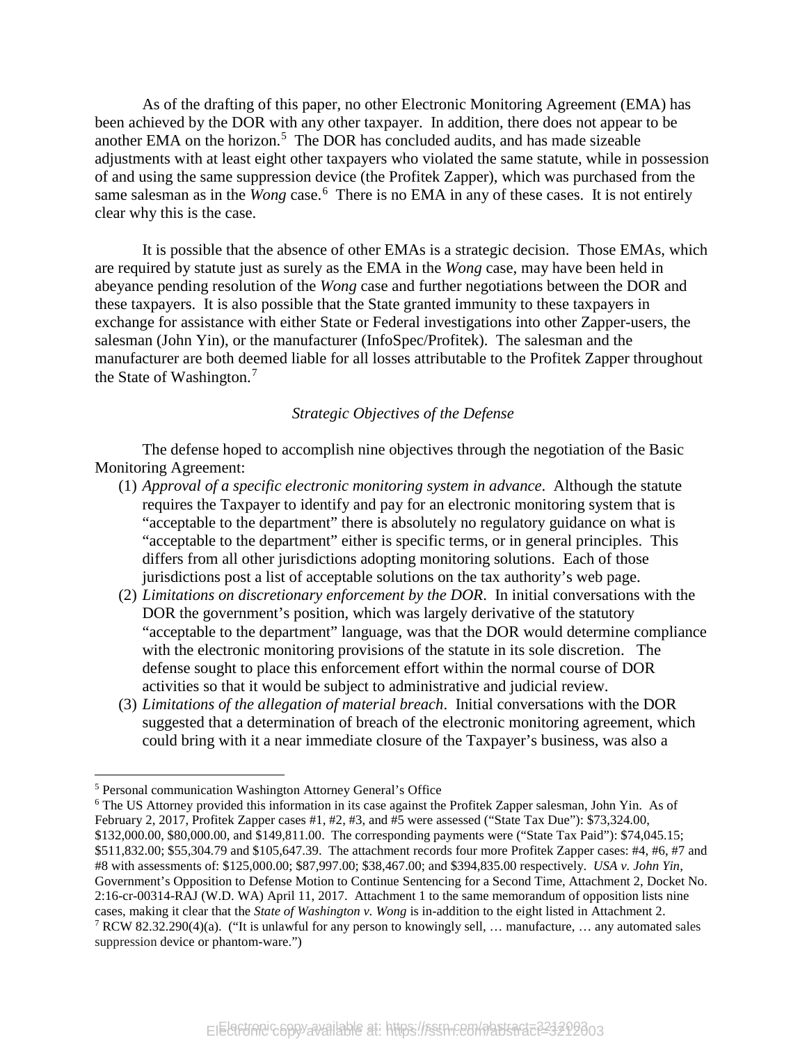As of the drafting of this paper, no other Electronic Monitoring Agreement (EMA) has been achieved by the DOR with any other taxpayer. In addition, there does not appear to be another EMA on the horizon.[5] The DOR has concluded audits, and has made sizeable adjustments with at least eight other taxpayers who violated the same statute, while in possession of and using the same suppression device (the Profitek Zapper), which was purchased from the same salesman as in the *Wong* case.[6] There is no EMA in any of these cases. It is not entirely clear why this is the case.

It is possible that the absence of other EMAs is a strategic decision. Those EMAs, which are required by statute just as surely as the EMA in the *Wong* case, may have been held in abeyance pending resolution of the *Wong* case and further negotiations between the DOR and these taxpayers. It is also possible that the State granted immunity to these taxpayers in exchange for assistance with either State or Federal investigations into other Zapper-users, the salesman (John Yin), or the manufacturer (InfoSpec/Profitek). The salesman and the manufacturer are both deemed liable for all losses attributable to the Profitek Zapper throughout the State of Washington.[7]

*Strategic Objectives of the Defense*

The defense hoped to accomplish nine objectives through the negotiation of the Basic Monitoring Agreement:

(1) *Approval of a specific electronic monitoring system in advance*. Although the statute requires the Taxpayer to identify and pay for an electronic monitoring system that is "acceptable to the department" there is absolutely no regulatory guidance on what is "acceptable to the department" either is specific terms, or in general principles. This differs from all other jurisdictions adopting monitoring solutions. Each of those jurisdictions post a list of acceptable solutions on the tax authority's web page.

(2) *Limitations on discretionary enforcement by the DOR*. In initial conversations with the DOR the government's position, which was largely derivative of the statutory "acceptable to the department" language, was that the DOR would determine compliance with the electronic monitoring provisions of the statute in its sole discretion. The defense sought to place this enforcement effort within the normal course of DOR activities so that it would be subject to administrative and judicial review.

(3) *Limitations of the allegation of material breach*. Initial conversations with the DOR suggested that a determination of breach of the electronic monitoring agreement, which could bring with it a near immediate closure of the Taxpayer's business, was also a

---

[5] Personal communication Washington Attorney General's Office

[6] The US Attorney provided this information in its case against the Profitek Zapper salesman, John Yin. As of February 2, 2017, Profitek Zapper cases #1, #2, #3, and #5 were assessed ("State Tax Due"): $73,324.00, $132,000.00, $80,000.00, and $149,811.00. The corresponding payments were ("State Tax Paid"): $74,045.15; $511,832.00; $55,304.79 and $105,647.39. The attachment records four more Profitek Zapper cases: #4, #6, #7 and #8 with assessments of: $125,000.00; $87,997.00; $38,467.00; and $394,835.00 respectively. *USA v. John Yin*, Government's Opposition to Defense Motion to Continue Sentencing for a Second Time, Attachment 2, Docket No. 2:16-cr-00314-RAJ (W.D. WA) April 11, 2017. Attachment 1 to the same memorandum of opposition lists nine cases, making it clear that the *State of Washington v. Wong* is in-addition to the eight listed in Attachment 2.

[7] RCW 82.32.290(4)(a). ("It is unlawful for any person to knowingly sell, … manufacture, … any automated sales suppression device or phantom-ware.")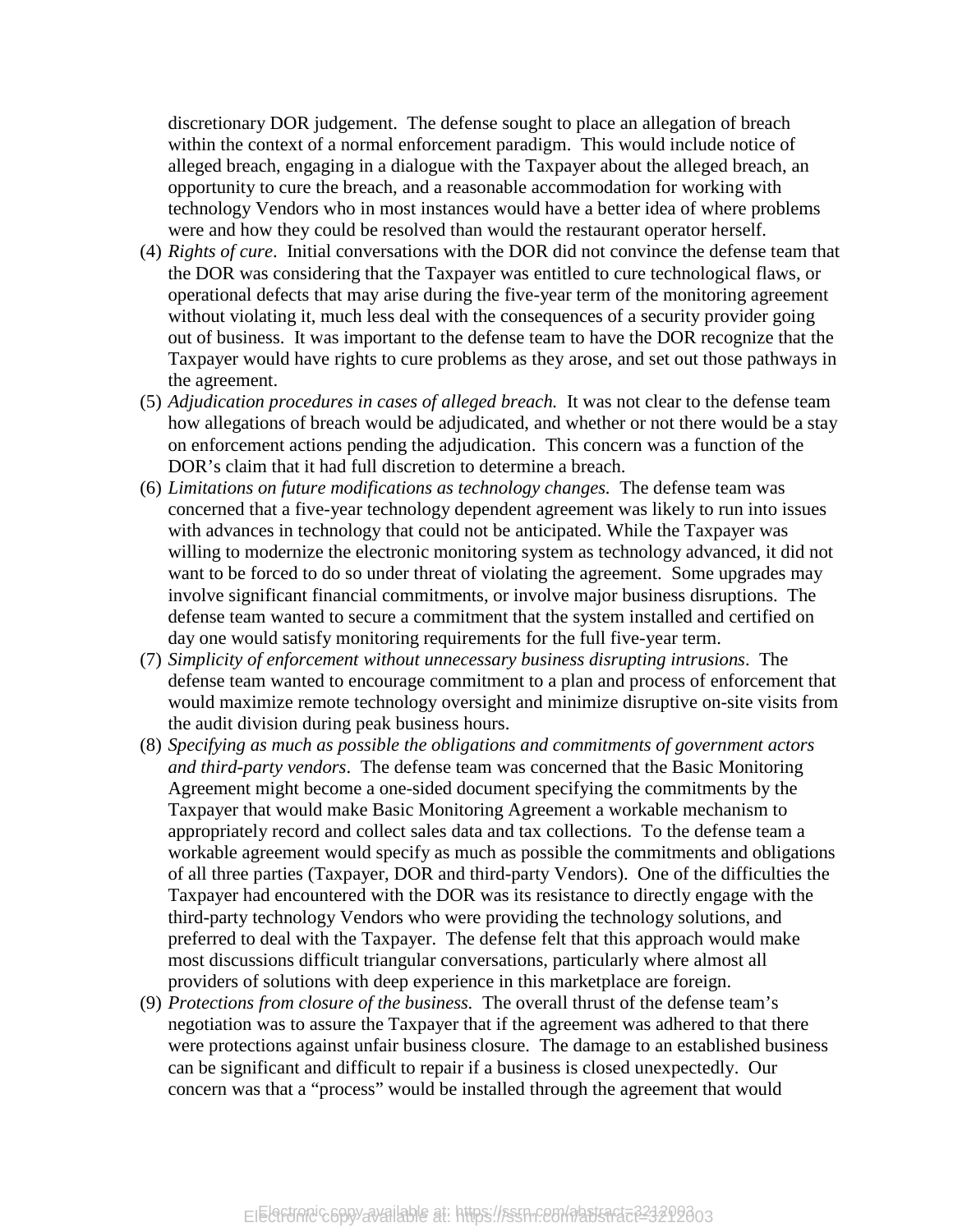discretionary DOR judgement. The defense sought to place an allegation of breach within the context of a normal enforcement paradigm. This would include notice of alleged breach, engaging in a dialogue with the Taxpayer about the alleged breach, an opportunity to cure the breach, and a reasonable accommodation for working with technology Vendors who in most instances would have a better idea of where problems were and how they could be resolved than would the restaurant operator herself.

(4) *Rights of cure*. Initial conversations with the DOR did not convince the defense team that the DOR was considering that the Taxpayer was entitled to cure technological flaws, or operational defects that may arise during the five-year term of the monitoring agreement without violating it, much less deal with the consequences of a security provider going out of business. It was important to the defense team to have the DOR recognize that the Taxpayer would have rights to cure problems as they arose, and set out those pathways in the agreement.

(5) *Adjudication procedures in cases of alleged breach.* It was not clear to the defense team how allegations of breach would be adjudicated, and whether or not there would be a stay on enforcement actions pending the adjudication. This concern was a function of the DOR's claim that it had full discretion to determine a breach.

(6) *Limitations on future modifications as technology changes.* The defense team was concerned that a five-year technology dependent agreement was likely to run into issues with advances in technology that could not be anticipated. While the Taxpayer was willing to modernize the electronic monitoring system as technology advanced, it did not want to be forced to do so under threat of violating the agreement. Some upgrades may involve significant financial commitments, or involve major business disruptions. The defense team wanted to secure a commitment that the system installed and certified on day one would satisfy monitoring requirements for the full five-year term.

(7) *Simplicity of enforcement without unnecessary business disrupting intrusions*. The defense team wanted to encourage commitment to a plan and process of enforcement that would maximize remote technology oversight and minimize disruptive on-site visits from the audit division during peak business hours.

(8) *Specifying as much as possible the obligations and commitments of government actors and third-party vendors*. The defense team was concerned that the Basic Monitoring Agreement might become a one-sided document specifying the commitments by the Taxpayer that would make Basic Monitoring Agreement a workable mechanism to appropriately record and collect sales data and tax collections. To the defense team a workable agreement would specify as much as possible the commitments and obligations of all three parties (Taxpayer, DOR and third-party Vendors). One of the difficulties the Taxpayer had encountered with the DOR was its resistance to directly engage with the third-party technology Vendors who were providing the technology solutions, and preferred to deal with the Taxpayer. The defense felt that this approach would make most discussions difficult triangular conversations, particularly where almost all providers of solutions with deep experience in this marketplace are foreign.

(9) *Protections from closure of the business.* The overall thrust of the defense team's negotiation was to assure the Taxpayer that if the agreement was adhered to that there were protections against unfair business closure. The damage to an established business can be significant and difficult to repair if a business is closed unexpectedly. Our concern was that a "process" would be installed through the agreement that would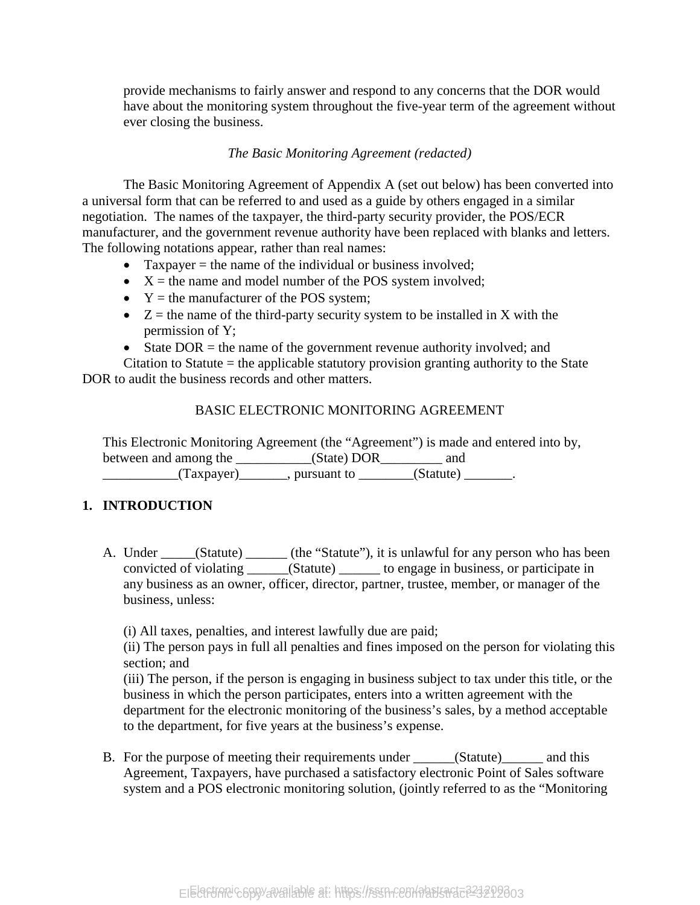provide mechanisms to fairly answer and respond to any concerns that the DOR would have about the monitoring system throughout the five-year term of the agreement without ever closing the business.

*The Basic Monitoring Agreement (redacted)*

The Basic Monitoring Agreement of Appendix A (set out below) has been converted into a universal form that can be referred to and used as a guide by others engaged in a similar negotiation. The names of the taxpayer, the third-party security provider, the POS/ECR manufacturer, and the government revenue authority have been replaced with blanks and letters. The following notations appear, rather than real names:

- Taxpayer = the name of the individual or business involved;
- X = the name and model number of the POS system involved;
- Y = the manufacturer of the POS system;
- Z = the name of the third-party security system to be installed in X with the permission of Y;
- State DOR = the name of the government revenue authority involved; and

Citation to Statute = the applicable statutory provision granting authority to the State DOR to audit the business records and other matters.

BASIC ELECTRONIC MONITORING AGREEMENT

This Electronic Monitoring Agreement (the "Agreement") is made and entered into by, between and among the ___________(State) DOR_________ and ___________(Taxpayer)_______, pursuant to ________(Statute) _______.

## 1. INTRODUCTION

A. Under _____(Statute) ______ (the "Statute"), it is unlawful for any person who has been convicted of violating ______(Statute) ______ to engage in business, or participate in any business as an owner, officer, director, partner, trustee, member, or manager of the business, unless:

(i) All taxes, penalties, and interest lawfully due are paid;
(ii) The person pays in full all penalties and fines imposed on the person for violating this section; and
(iii) The person, if the person is engaging in business subject to tax under this title, or the business in which the person participates, enters into a written agreement with the department for the electronic monitoring of the business's sales, by a method acceptable to the department, for five years at the business's expense.

B. For the purpose of meeting their requirements under ______(Statute)______ and this Agreement, Taxpayers, have purchased a satisfactory electronic Point of Sales software system and a POS electronic monitoring solution, (jointly referred to as the "Monitoring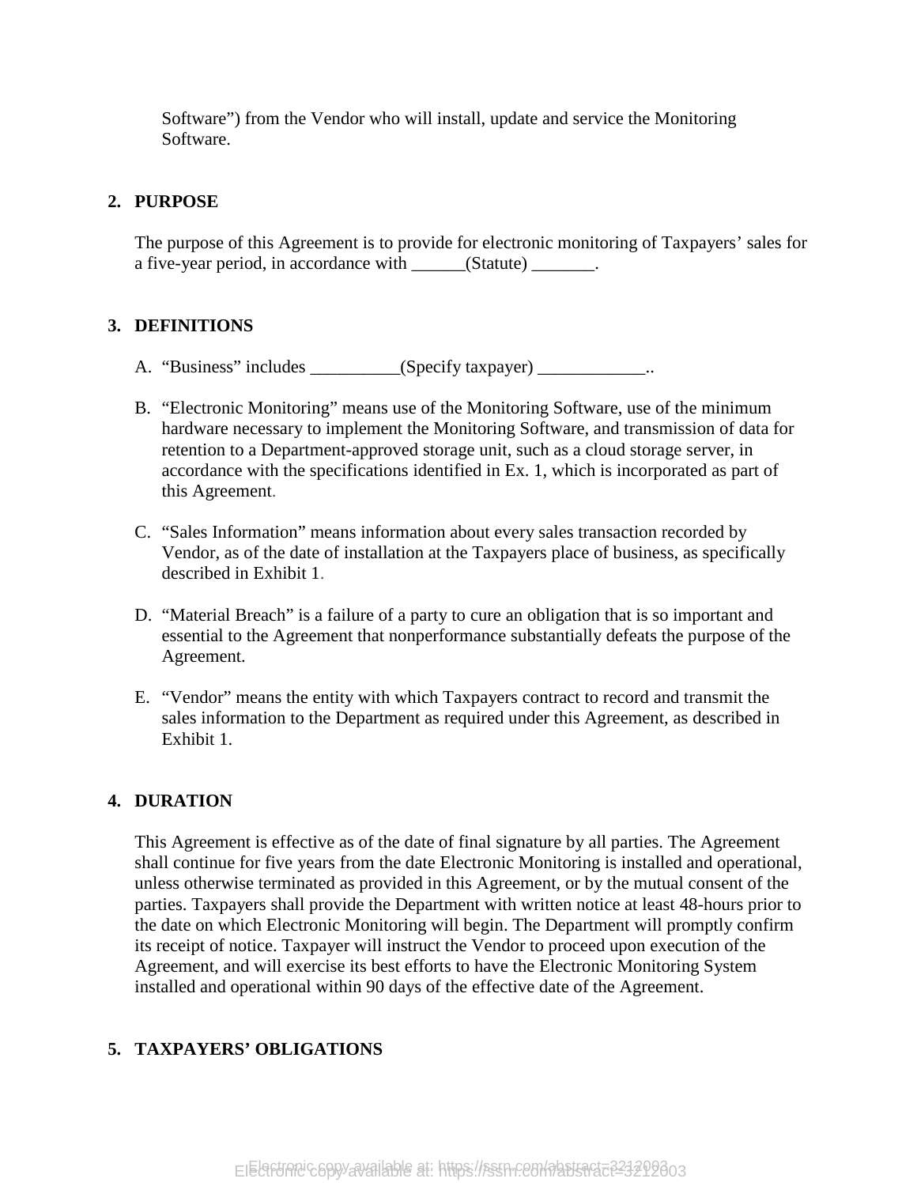Software") from the Vendor who will install, update and service the Monitoring Software.

## 2. PURPOSE

The purpose of this Agreement is to provide for electronic monitoring of Taxpayers' sales for a five-year period, in accordance with ______(Statute) _______.

## 3. DEFINITIONS

A. "Business" includes __________(Specify taxpayer) ____________..

B. "Electronic Monitoring" means use of the Monitoring Software, use of the minimum hardware necessary to implement the Monitoring Software, and transmission of data for retention to a Department-approved storage unit, such as a cloud storage server, in accordance with the specifications identified in Ex. 1, which is incorporated as part of this Agreement.

C. "Sales Information" means information about every sales transaction recorded by Vendor, as of the date of installation at the Taxpayers place of business, as specifically described in Exhibit 1.

D. "Material Breach" is a failure of a party to cure an obligation that is so important and essential to the Agreement that nonperformance substantially defeats the purpose of the Agreement.

E. "Vendor" means the entity with which Taxpayers contract to record and transmit the sales information to the Department as required under this Agreement, as described in Exhibit 1.

## 4. DURATION

This Agreement is effective as of the date of final signature by all parties. The Agreement shall continue for five years from the date Electronic Monitoring is installed and operational, unless otherwise terminated as provided in this Agreement, or by the mutual consent of the parties. Taxpayers shall provide the Department with written notice at least 48-hours prior to the date on which Electronic Monitoring will begin. The Department will promptly confirm its receipt of notice. Taxpayer will instruct the Vendor to proceed upon execution of the Agreement, and will exercise its best efforts to have the Electronic Monitoring System installed and operational within 90 days of the effective date of the Agreement.

## 5. TAXPAYERS' OBLIGATIONS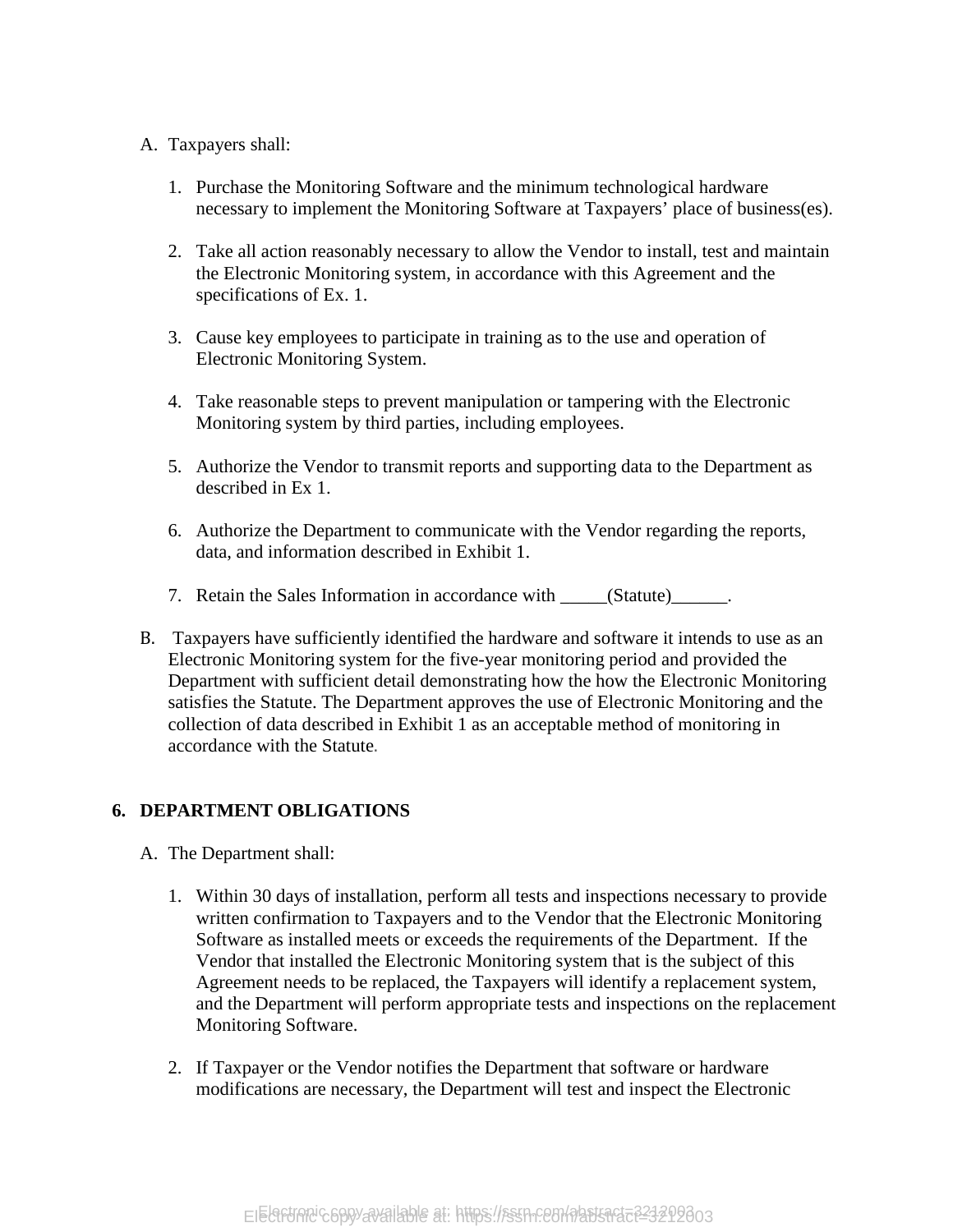A. Taxpayers shall:

1. Purchase the Monitoring Software and the minimum technological hardware necessary to implement the Monitoring Software at Taxpayers' place of business(es).

2. Take all action reasonably necessary to allow the Vendor to install, test and maintain the Electronic Monitoring system, in accordance with this Agreement and the specifications of Ex. 1.

3. Cause key employees to participate in training as to the use and operation of Electronic Monitoring System.

4. Take reasonable steps to prevent manipulation or tampering with the Electronic Monitoring system by third parties, including employees.

5. Authorize the Vendor to transmit reports and supporting data to the Department as described in Ex 1.

6. Authorize the Department to communicate with the Vendor regarding the reports, data, and information described in Exhibit 1.

7. Retain the Sales Information in accordance with _____(Statute)______.

B. Taxpayers have sufficiently identified the hardware and software it intends to use as an Electronic Monitoring system for the five-year monitoring period and provided the Department with sufficient detail demonstrating how the how the Electronic Monitoring satisfies the Statute. The Department approves the use of Electronic Monitoring and the collection of data described in Exhibit 1 as an acceptable method of monitoring in accordance with the Statute.

## 6. DEPARTMENT OBLIGATIONS

A. The Department shall:

1. Within 30 days of installation, perform all tests and inspections necessary to provide written confirmation to Taxpayers and to the Vendor that the Electronic Monitoring Software as installed meets or exceeds the requirements of the Department. If the Vendor that installed the Electronic Monitoring system that is the subject of this Agreement needs to be replaced, the Taxpayers will identify a replacement system, and the Department will perform appropriate tests and inspections on the replacement Monitoring Software.

2. If Taxpayer or the Vendor notifies the Department that software or hardware modifications are necessary, the Department will test and inspect the Electronic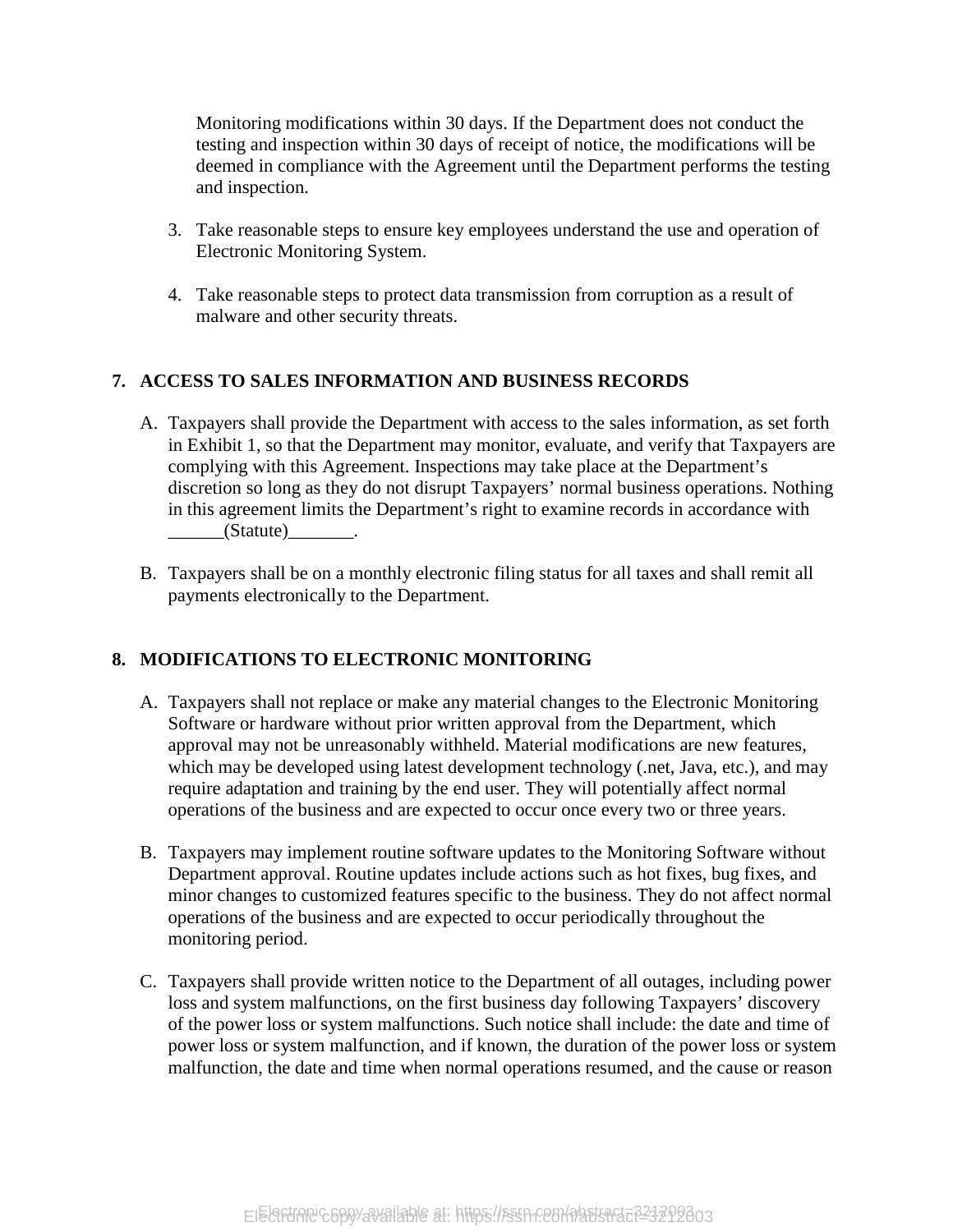Monitoring modifications within 30 days. If the Department does not conduct the testing and inspection within 30 days of receipt of notice, the modifications will be deemed in compliance with the Agreement until the Department performs the testing and inspection.

3. Take reasonable steps to ensure key employees understand the use and operation of Electronic Monitoring System.

4. Take reasonable steps to protect data transmission from corruption as a result of malware and other security threats.

## 7. ACCESS TO SALES INFORMATION AND BUSINESS RECORDS

A. Taxpayers shall provide the Department with access to the sales information, as set forth in Exhibit 1, so that the Department may monitor, evaluate, and verify that Taxpayers are complying with this Agreement. Inspections may take place at the Department's discretion so long as they do not disrupt Taxpayers' normal business operations. Nothing in this agreement limits the Department's right to examine records in accordance with ______(Statute)_______.

B. Taxpayers shall be on a monthly electronic filing status for all taxes and shall remit all payments electronically to the Department.

## 8. MODIFICATIONS TO ELECTRONIC MONITORING

A. Taxpayers shall not replace or make any material changes to the Electronic Monitoring Software or hardware without prior written approval from the Department, which approval may not be unreasonably withheld. Material modifications are new features, which may be developed using latest development technology (.net, Java, etc.), and may require adaptation and training by the end user. They will potentially affect normal operations of the business and are expected to occur once every two or three years.

B. Taxpayers may implement routine software updates to the Monitoring Software without Department approval. Routine updates include actions such as hot fixes, bug fixes, and minor changes to customized features specific to the business. They do not affect normal operations of the business and are expected to occur periodically throughout the monitoring period.

C. Taxpayers shall provide written notice to the Department of all outages, including power loss and system malfunctions, on the first business day following Taxpayers' discovery of the power loss or system malfunctions. Such notice shall include: the date and time of power loss or system malfunction, and if known, the duration of the power loss or system malfunction, the date and time when normal operations resumed, and the cause or reason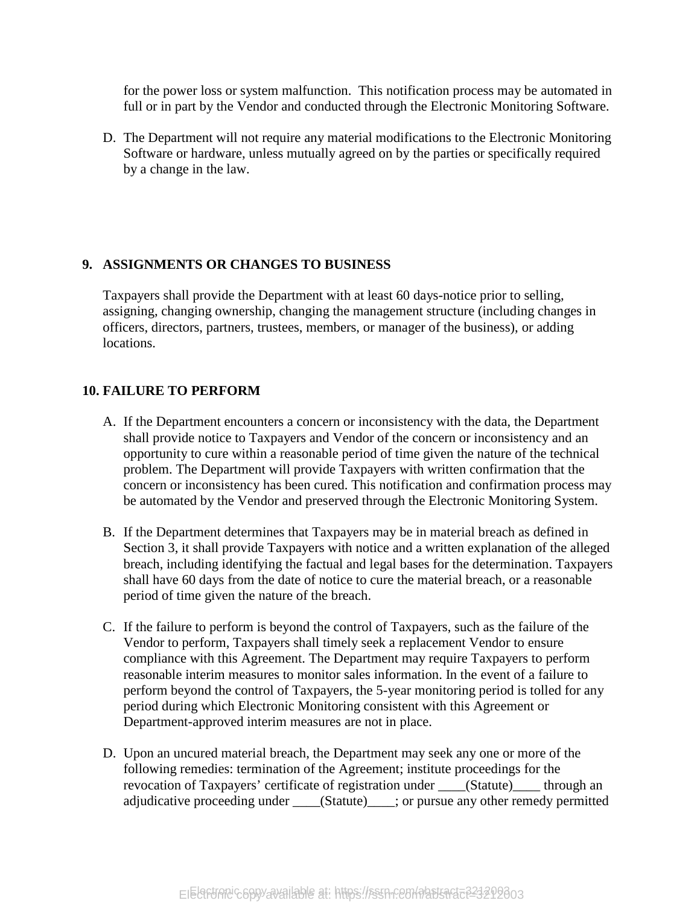for the power loss or system malfunction. This notification process may be automated in full or in part by the Vendor and conducted through the Electronic Monitoring Software.

D. The Department will not require any material modifications to the Electronic Monitoring Software or hardware, unless mutually agreed on by the parties or specifically required by a change in the law.

## 9. ASSIGNMENTS OR CHANGES TO BUSINESS

Taxpayers shall provide the Department with at least 60 days-notice prior to selling, assigning, changing ownership, changing the management structure (including changes in officers, directors, partners, trustees, members, or manager of the business), or adding locations.

## 10. FAILURE TO PERFORM

A. If the Department encounters a concern or inconsistency with the data, the Department shall provide notice to Taxpayers and Vendor of the concern or inconsistency and an opportunity to cure within a reasonable period of time given the nature of the technical problem. The Department will provide Taxpayers with written confirmation that the concern or inconsistency has been cured. This notification and confirmation process may be automated by the Vendor and preserved through the Electronic Monitoring System.

B. If the Department determines that Taxpayers may be in material breach as defined in Section 3, it shall provide Taxpayers with notice and a written explanation of the alleged breach, including identifying the factual and legal bases for the determination. Taxpayers shall have 60 days from the date of notice to cure the material breach, or a reasonable period of time given the nature of the breach.

C. If the failure to perform is beyond the control of Taxpayers, such as the failure of the Vendor to perform, Taxpayers shall timely seek a replacement Vendor to ensure compliance with this Agreement. The Department may require Taxpayers to perform reasonable interim measures to monitor sales information. In the event of a failure to perform beyond the control of Taxpayers, the 5-year monitoring period is tolled for any period during which Electronic Monitoring consistent with this Agreement or Department-approved interim measures are not in place.

D. Upon an uncured material breach, the Department may seek any one or more of the following remedies: termination of the Agreement; institute proceedings for the revocation of Taxpayers' certificate of registration under ____(Statute)____ through an adjudicative proceeding under ____(Statute)____; or pursue any other remedy permitted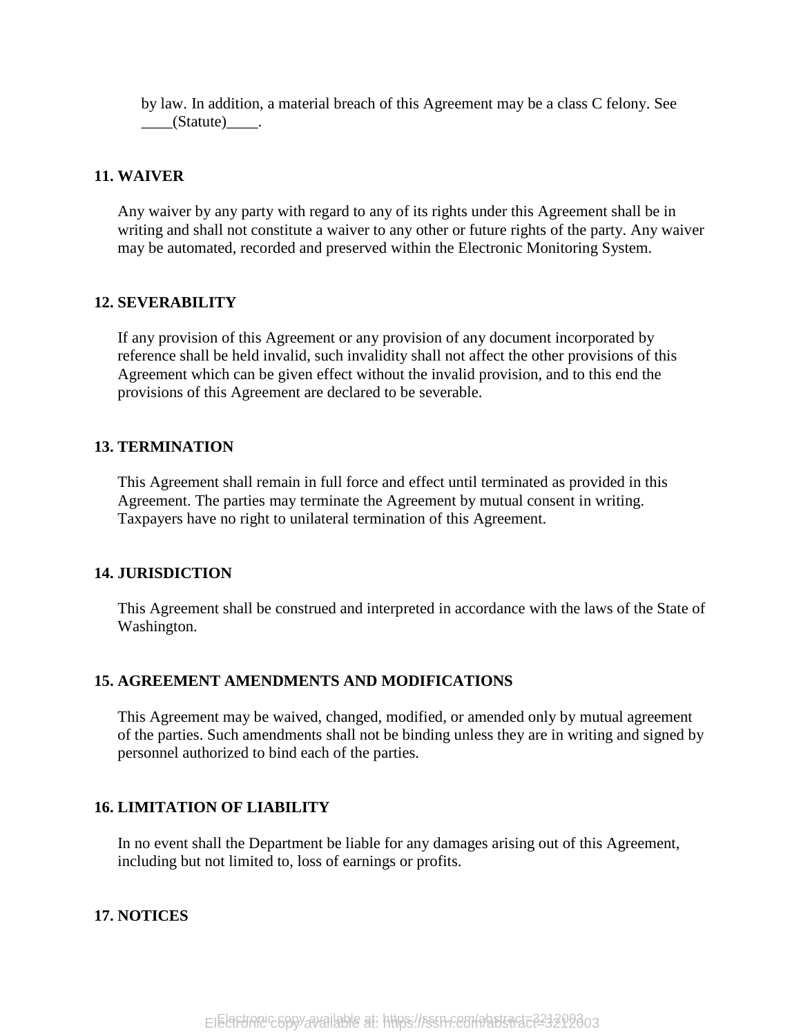by law. In addition, a material breach of this Agreement may be a class C felony. See ____(Statute)____.

**11. WAIVER**

Any waiver by any party with regard to any of its rights under this Agreement shall be in writing and shall not constitute a waiver to any other or future rights of the party. Any waiver may be automated, recorded and preserved within the Electronic Monitoring System.

**12. SEVERABILITY**

If any provision of this Agreement or any provision of any document incorporated by reference shall be held invalid, such invalidity shall not affect the other provisions of this Agreement which can be given effect without the invalid provision, and to this end the provisions of this Agreement are declared to be severable.

**13. TERMINATION**

This Agreement shall remain in full force and effect until terminated as provided in this Agreement. The parties may terminate the Agreement by mutual consent in writing. Taxpayers have no right to unilateral termination of this Agreement.

**14. JURISDICTION**

This Agreement shall be construed and interpreted in accordance with the laws of the State of Washington.

**15. AGREEMENT AMENDMENTS AND MODIFICATIONS**

This Agreement may be waived, changed, modified, or amended only by mutual agreement of the parties. Such amendments shall not be binding unless they are in writing and signed by personnel authorized to bind each of the parties.

**16. LIMITATION OF LIABILITY**

In no event shall the Department be liable for any damages arising out of this Agreement, including but not limited to, loss of earnings or profits.

**17. NOTICES**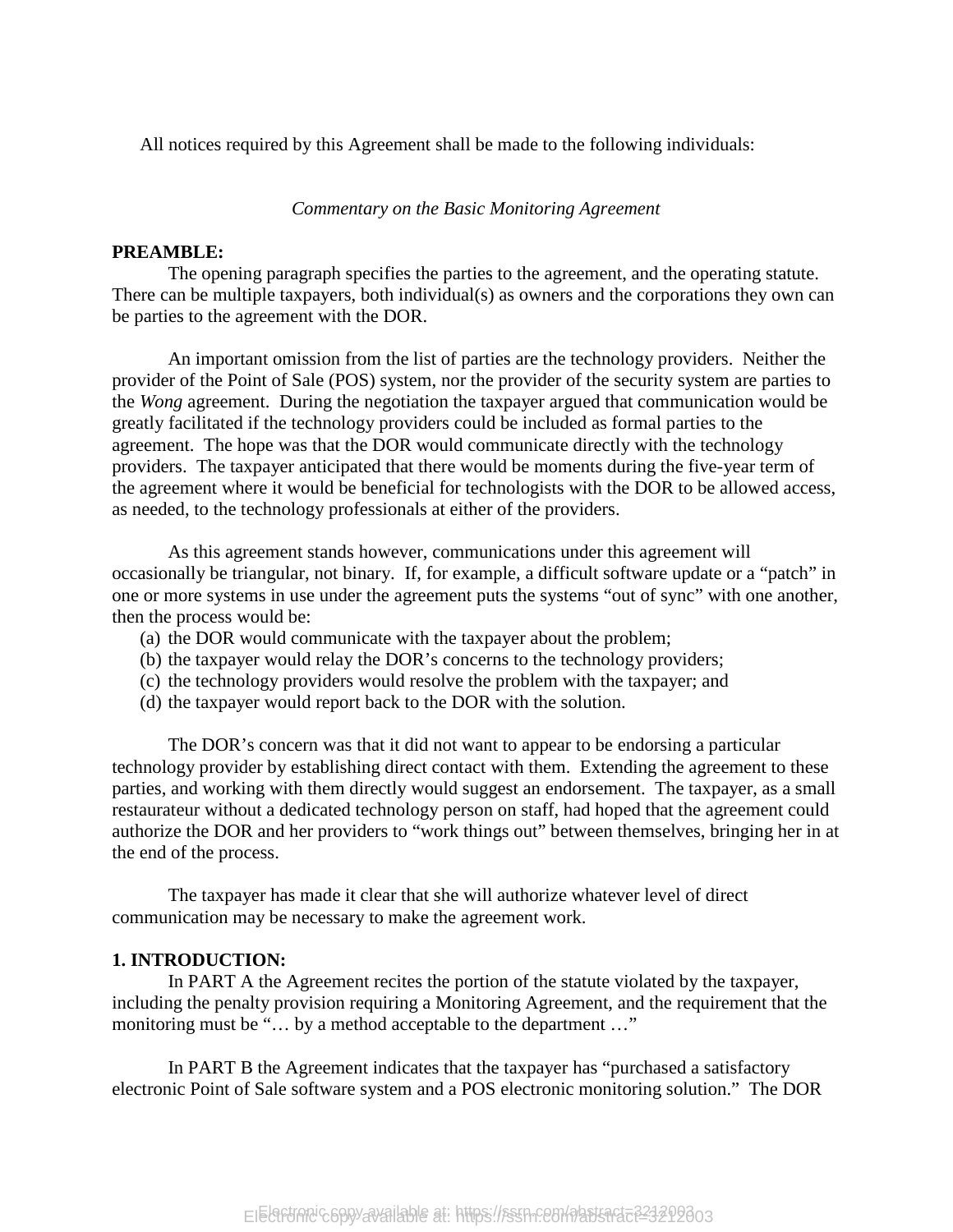All notices required by this Agreement shall be made to the following individuals:

*Commentary on the Basic Monitoring Agreement*

**PREAMBLE:**

The opening paragraph specifies the parties to the agreement, and the operating statute. There can be multiple taxpayers, both individual(s) as owners and the corporations they own can be parties to the agreement with the DOR.

An important omission from the list of parties are the technology providers. Neither the provider of the Point of Sale (POS) system, nor the provider of the security system are parties to the *Wong* agreement. During the negotiation the taxpayer argued that communication would be greatly facilitated if the technology providers could be included as formal parties to the agreement. The hope was that the DOR would communicate directly with the technology providers. The taxpayer anticipated that there would be moments during the five-year term of the agreement where it would be beneficial for technologists with the DOR to be allowed access, as needed, to the technology professionals at either of the providers.

As this agreement stands however, communications under this agreement will occasionally be triangular, not binary. If, for example, a difficult software update or a "patch" in one or more systems in use under the agreement puts the systems "out of sync" with one another, then the process would be:

(a) the DOR would communicate with the taxpayer about the problem;
(b) the taxpayer would relay the DOR's concerns to the technology providers;
(c) the technology providers would resolve the problem with the taxpayer; and
(d) the taxpayer would report back to the DOR with the solution.

The DOR's concern was that it did not want to appear to be endorsing a particular technology provider by establishing direct contact with them. Extending the agreement to these parties, and working with them directly would suggest an endorsement. The taxpayer, as a small restaurateur without a dedicated technology person on staff, had hoped that the agreement could authorize the DOR and her providers to "work things out" between themselves, bringing her in at the end of the process.

The taxpayer has made it clear that she will authorize whatever level of direct communication may be necessary to make the agreement work.

**1. INTRODUCTION:**

In PART A the Agreement recites the portion of the statute violated by the taxpayer, including the penalty provision requiring a Monitoring Agreement, and the requirement that the monitoring must be "… by a method acceptable to the department …"

In PART B the Agreement indicates that the taxpayer has "purchased a satisfactory electronic Point of Sale software system and a POS electronic monitoring solution." The DOR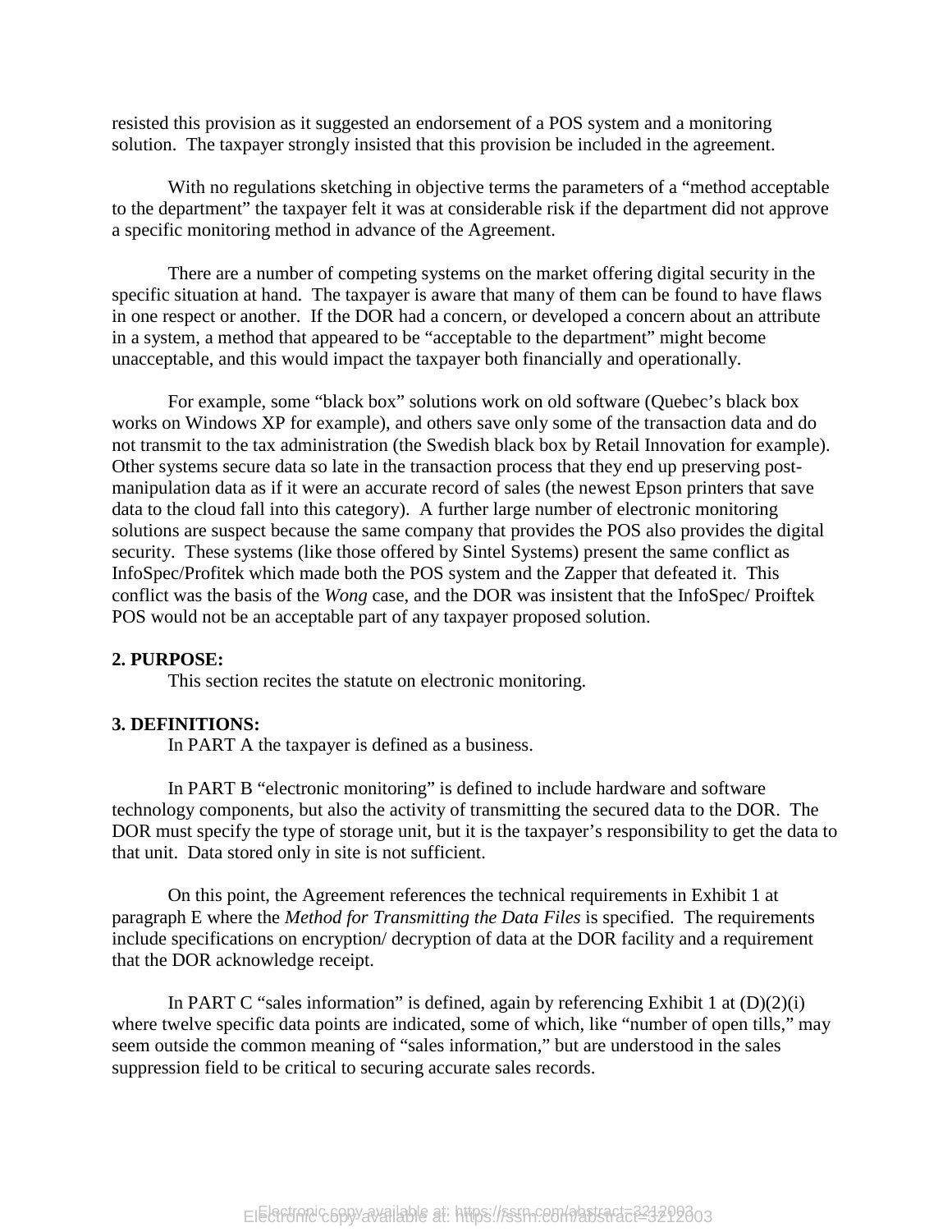resisted this provision as it suggested an endorsement of a POS system and a monitoring solution. The taxpayer strongly insisted that this provision be included in the agreement.

With no regulations sketching in objective terms the parameters of a "method acceptable to the department" the taxpayer felt it was at considerable risk if the department did not approve a specific monitoring method in advance of the Agreement.

There are a number of competing systems on the market offering digital security in the specific situation at hand. The taxpayer is aware that many of them can be found to have flaws in one respect or another. If the DOR had a concern, or developed a concern about an attribute in a system, a method that appeared to be "acceptable to the department" might become unacceptable, and this would impact the taxpayer both financially and operationally.

For example, some "black box" solutions work on old software (Quebec's black box works on Windows XP for example), and others save only some of the transaction data and do not transmit to the tax administration (the Swedish black box by Retail Innovation for example). Other systems secure data so late in the transaction process that they end up preserving post-manipulation data as if it were an accurate record of sales (the newest Epson printers that save data to the cloud fall into this category). A further large number of electronic monitoring solutions are suspect because the same company that provides the POS also provides the digital security. These systems (like those offered by Sintel Systems) present the same conflict as InfoSpec/Profitek which made both the POS system and the Zapper that defeated it. This conflict was the basis of the *Wong* case, and the DOR was insistent that the InfoSpec/ Proiftek POS would not be an acceptable part of any taxpayer proposed solution.

**2. PURPOSE:**

This section recites the statute on electronic monitoring.

**3. DEFINITIONS:**

In PART A the taxpayer is defined as a business.

In PART B "electronic monitoring" is defined to include hardware and software technology components, but also the activity of transmitting the secured data to the DOR. The DOR must specify the type of storage unit, but it is the taxpayer's responsibility to get the data to that unit. Data stored only in site is not sufficient.

On this point, the Agreement references the technical requirements in Exhibit 1 at paragraph E where the *Method for Transmitting the Data Files* is specified. The requirements include specifications on encryption/ decryption of data at the DOR facility and a requirement that the DOR acknowledge receipt.

In PART C "sales information" is defined, again by referencing Exhibit 1 at (D)(2)(i) where twelve specific data points are indicated, some of which, like "number of open tills," may seem outside the common meaning of "sales information," but are understood in the sales suppression field to be critical to securing accurate sales records.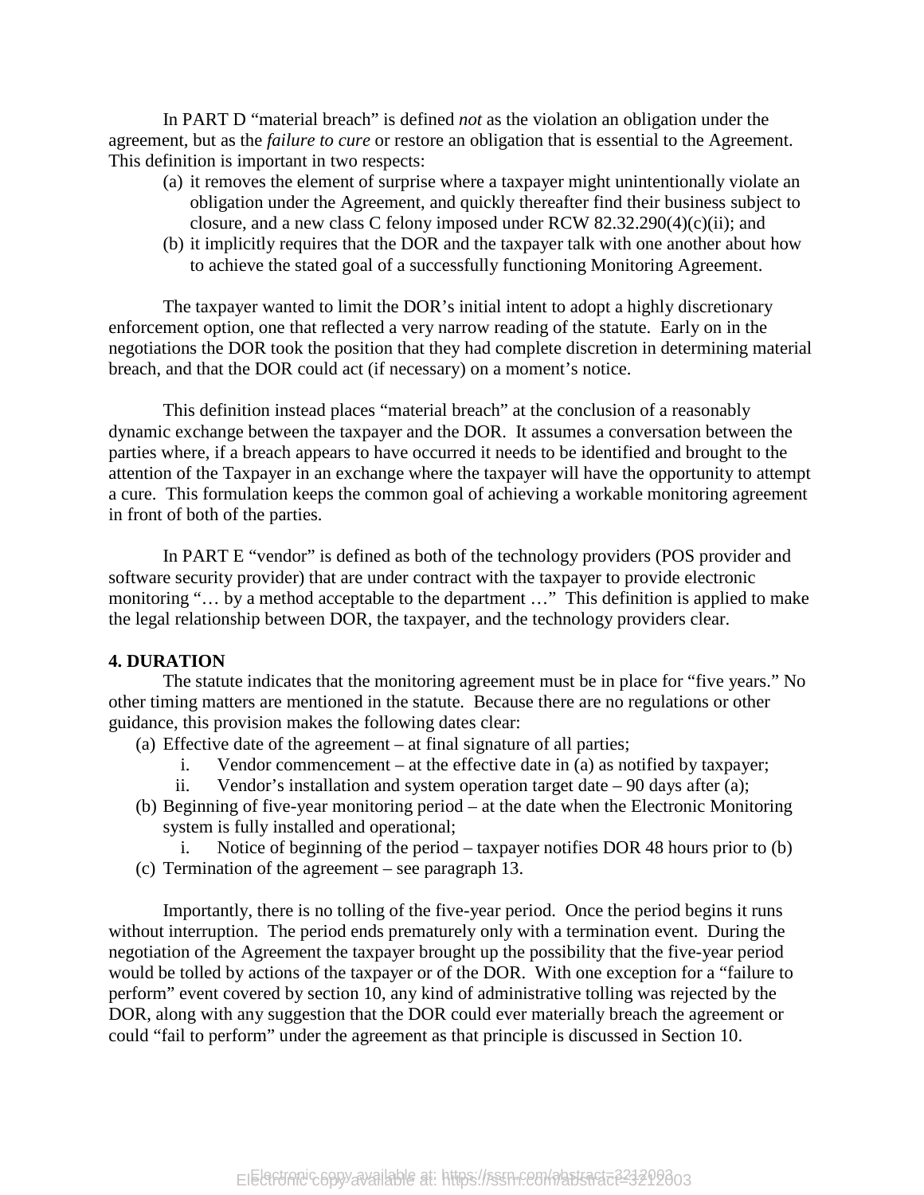In PART D “material breach” is defined *not* as the violation an obligation under the agreement, but as the *failure to cure* or restore an obligation that is essential to the Agreement. This definition is important in two respects:

(a) it removes the element of surprise where a taxpayer might unintentionally violate an obligation under the Agreement, and quickly thereafter find their business subject to closure, and a new class C felony imposed under RCW 82.32.290(4)(c)(ii); and
(b) it implicitly requires that the DOR and the taxpayer talk with one another about how to achieve the stated goal of a successfully functioning Monitoring Agreement.

The taxpayer wanted to limit the DOR’s initial intent to adopt a highly discretionary enforcement option, one that reflected a very narrow reading of the statute. Early on in the negotiations the DOR took the position that they had complete discretion in determining material breach, and that the DOR could act (if necessary) on a moment’s notice.

This definition instead places “material breach” at the conclusion of a reasonably dynamic exchange between the taxpayer and the DOR. It assumes a conversation between the parties where, if a breach appears to have occurred it needs to be identified and brought to the attention of the Taxpayer in an exchange where the taxpayer will have the opportunity to attempt a cure. This formulation keeps the common goal of achieving a workable monitoring agreement in front of both of the parties.

In PART E “vendor” is defined as both of the technology providers (POS provider and software security provider) that are under contract with the taxpayer to provide electronic monitoring “… by a method acceptable to the department …” This definition is applied to make the legal relationship between DOR, the taxpayer, and the technology providers clear.

**4. DURATION**

The statute indicates that the monitoring agreement must be in place for “five years.” No other timing matters are mentioned in the statute. Because there are no regulations or other guidance, this provision makes the following dates clear:

(a) Effective date of the agreement – at final signature of all parties;
    i. Vendor commencement – at the effective date in (a) as notified by taxpayer;
    ii. Vendor’s installation and system operation target date – 90 days after (a);
(b) Beginning of five-year monitoring period – at the date when the Electronic Monitoring system is fully installed and operational;
    i. Notice of beginning of the period – taxpayer notifies DOR 48 hours prior to (b)
(c) Termination of the agreement – see paragraph 13.

Importantly, there is no tolling of the five-year period. Once the period begins it runs without interruption. The period ends prematurely only with a termination event. During the negotiation of the Agreement the taxpayer brought up the possibility that the five-year period would be tolled by actions of the taxpayer or of the DOR. With one exception for a “failure to perform” event covered by section 10, any kind of administrative tolling was rejected by the DOR, along with any suggestion that the DOR could ever materially breach the agreement or could “fail to perform” under the agreement as that principle is discussed in Section 10.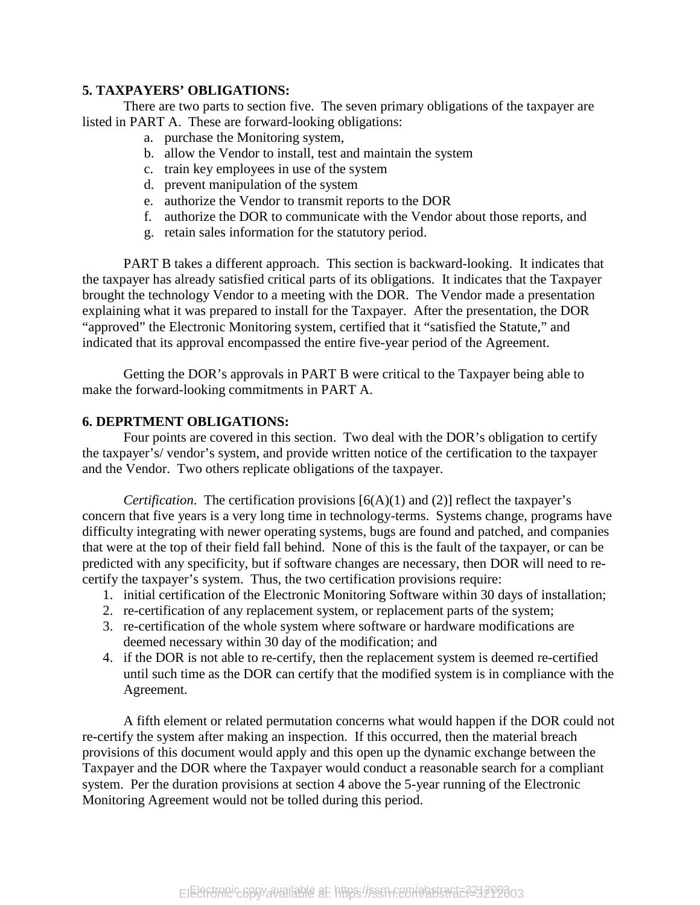**5. TAXPAYERS' OBLIGATIONS:**

There are two parts to section five. The seven primary obligations of the taxpayer are listed in PART A. These are forward-looking obligations:

a. purchase the Monitoring system,
b. allow the Vendor to install, test and maintain the system
c. train key employees in use of the system
d. prevent manipulation of the system
e. authorize the Vendor to transmit reports to the DOR
f. authorize the DOR to communicate with the Vendor about those reports, and
g. retain sales information for the statutory period.

PART B takes a different approach. This section is backward-looking. It indicates that the taxpayer has already satisfied critical parts of its obligations. It indicates that the Taxpayer brought the technology Vendor to a meeting with the DOR. The Vendor made a presentation explaining what it was prepared to install for the Taxpayer. After the presentation, the DOR "approved" the Electronic Monitoring system, certified that it "satisfied the Statute," and indicated that its approval encompassed the entire five-year period of the Agreement.

Getting the DOR's approvals in PART B were critical to the Taxpayer being able to make the forward-looking commitments in PART A.

**6. DEPRTMENT OBLIGATIONS:**

Four points are covered in this section. Two deal with the DOR's obligation to certify the taxpayer's/ vendor's system, and provide written notice of the certification to the taxpayer and the Vendor. Two others replicate obligations of the taxpayer.

*Certification.* The certification provisions [6(A)(1) and (2)] reflect the taxpayer's concern that five years is a very long time in technology-terms. Systems change, programs have difficulty integrating with newer operating systems, bugs are found and patched, and companies that were at the top of their field fall behind. None of this is the fault of the taxpayer, or can be predicted with any specificity, but if software changes are necessary, then DOR will need to re-certify the taxpayer's system. Thus, the two certification provisions require:

1. initial certification of the Electronic Monitoring Software within 30 days of installation;
2. re-certification of any replacement system, or replacement parts of the system;
3. re-certification of the whole system where software or hardware modifications are deemed necessary within 30 day of the modification; and
4. if the DOR is not able to re-certify, then the replacement system is deemed re-certified until such time as the DOR can certify that the modified system is in compliance with the Agreement.

A fifth element or related permutation concerns what would happen if the DOR could not re-certify the system after making an inspection. If this occurred, then the material breach provisions of this document would apply and this open up the dynamic exchange between the Taxpayer and the DOR where the Taxpayer would conduct a reasonable search for a compliant system. Per the duration provisions at section 4 above the 5-year running of the Electronic Monitoring Agreement would not be tolled during this period.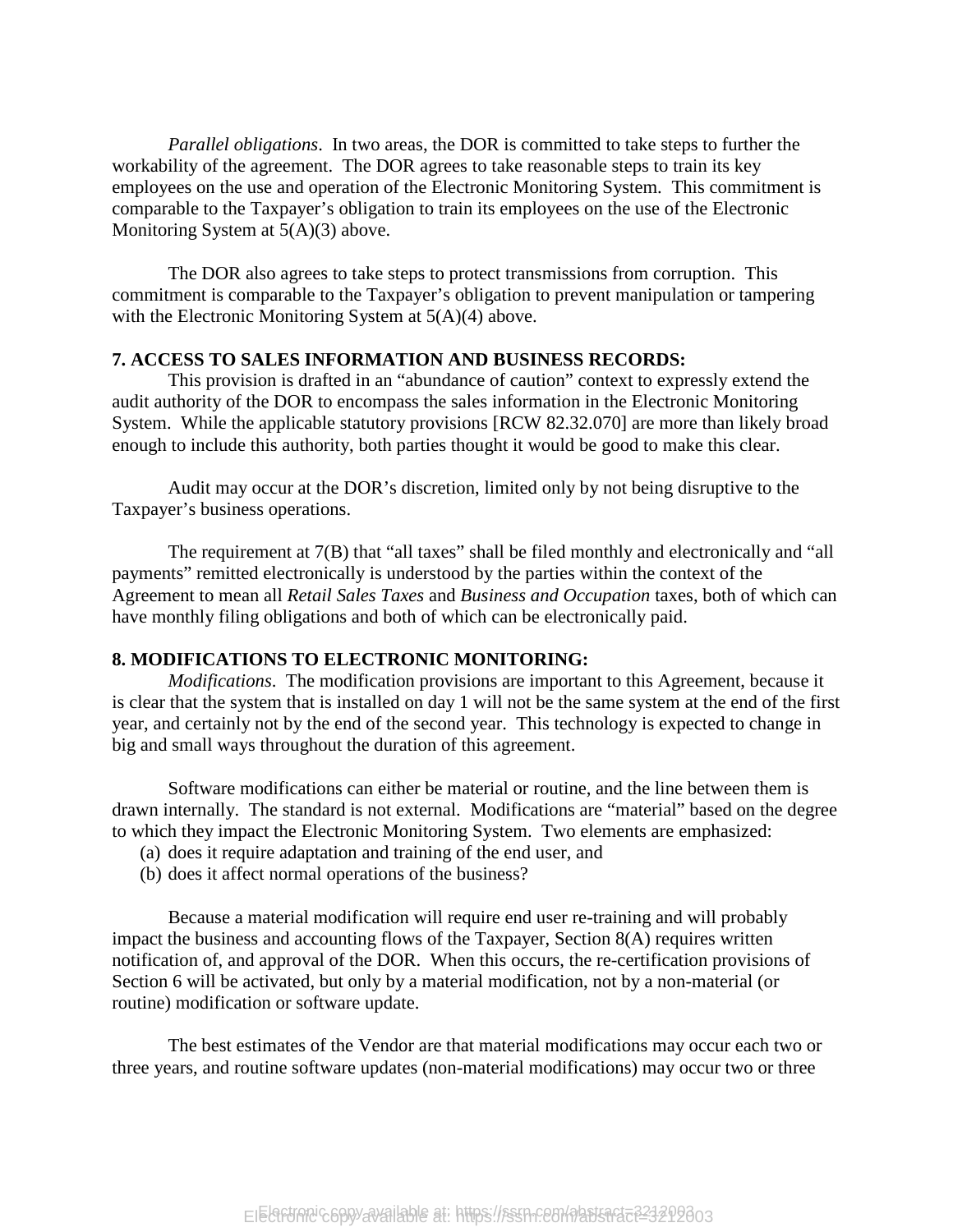*Parallel obligations*. In two areas, the DOR is committed to take steps to further the workability of the agreement. The DOR agrees to take reasonable steps to train its key employees on the use and operation of the Electronic Monitoring System. This commitment is comparable to the Taxpayer's obligation to train its employees on the use of the Electronic Monitoring System at 5(A)(3) above.

The DOR also agrees to take steps to protect transmissions from corruption. This commitment is comparable to the Taxpayer's obligation to prevent manipulation or tampering with the Electronic Monitoring System at 5(A)(4) above.

**7. ACCESS TO SALES INFORMATION AND BUSINESS RECORDS:**

This provision is drafted in an "abundance of caution" context to expressly extend the audit authority of the DOR to encompass the sales information in the Electronic Monitoring System. While the applicable statutory provisions [RCW 82.32.070] are more than likely broad enough to include this authority, both parties thought it would be good to make this clear.

Audit may occur at the DOR's discretion, limited only by not being disruptive to the Taxpayer's business operations.

The requirement at 7(B) that "all taxes" shall be filed monthly and electronically and "all payments" remitted electronically is understood by the parties within the context of the Agreement to mean all *Retail Sales Taxes* and *Business and Occupation* taxes, both of which can have monthly filing obligations and both of which can be electronically paid.

**8. MODIFICATIONS TO ELECTRONIC MONITORING:**

*Modifications*. The modification provisions are important to this Agreement, because it is clear that the system that is installed on day 1 will not be the same system at the end of the first year, and certainly not by the end of the second year. This technology is expected to change in big and small ways throughout the duration of this agreement.

Software modifications can either be material or routine, and the line between them is drawn internally. The standard is not external. Modifications are "material" based on the degree to which they impact the Electronic Monitoring System. Two elements are emphasized:

(a) does it require adaptation and training of the end user, and
(b) does it affect normal operations of the business?

Because a material modification will require end user re-training and will probably impact the business and accounting flows of the Taxpayer, Section 8(A) requires written notification of, and approval of the DOR. When this occurs, the re-certification provisions of Section 6 will be activated, but only by a material modification, not by a non-material (or routine) modification or software update.

The best estimates of the Vendor are that material modifications may occur each two or three years, and routine software updates (non-material modifications) may occur two or three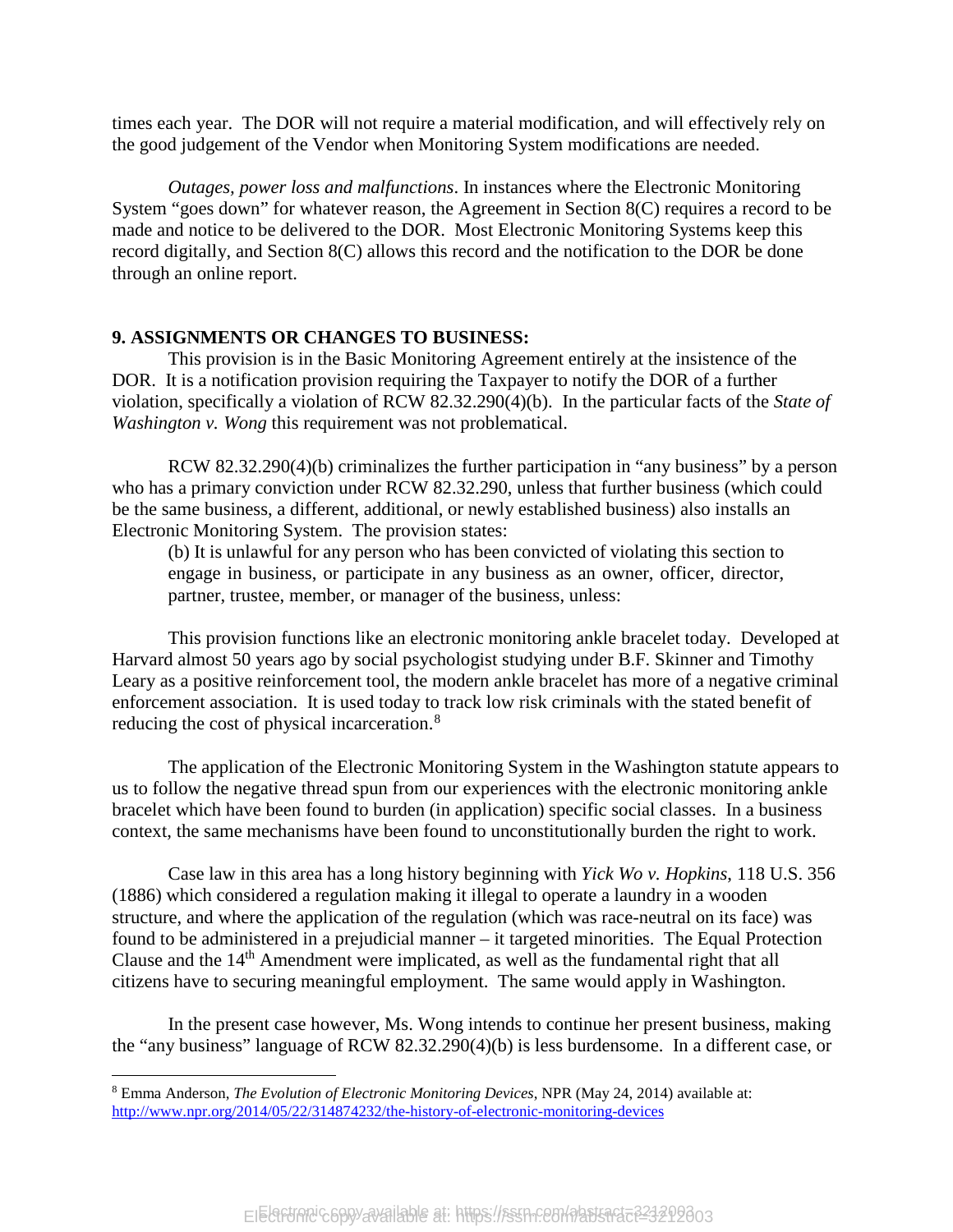times each year. The DOR will not require a material modification, and will effectively rely on the good judgement of the Vendor when Monitoring System modifications are needed.

*Outages, power loss and malfunctions*. In instances where the Electronic Monitoring System "goes down" for whatever reason, the Agreement in Section 8(C) requires a record to be made and notice to be delivered to the DOR. Most Electronic Monitoring Systems keep this record digitally, and Section 8(C) allows this record and the notification to the DOR be done through an online report.

**9. ASSIGNMENTS OR CHANGES TO BUSINESS:**

This provision is in the Basic Monitoring Agreement entirely at the insistence of the DOR. It is a notification provision requiring the Taxpayer to notify the DOR of a further violation, specifically a violation of RCW 82.32.290(4)(b). In the particular facts of the *State of Washington v. Wong* this requirement was not problematical.

RCW 82.32.290(4)(b) criminalizes the further participation in "any business" by a person who has a primary conviction under RCW 82.32.290, unless that further business (which could be the same business, a different, additional, or newly established business) also installs an Electronic Monitoring System. The provision states:

> (b) It is unlawful for any person who has been convicted of violating this section to engage in business, or participate in any business as an owner, officer, director, partner, trustee, member, or manager of the business, unless:

This provision functions like an electronic monitoring ankle bracelet today. Developed at Harvard almost 50 years ago by social psychologist studying under B.F. Skinner and Timothy Leary as a positive reinforcement tool, the modern ankle bracelet has more of a negative criminal enforcement association. It is used today to track low risk criminals with the stated benefit of reducing the cost of physical incarceration.[8]

The application of the Electronic Monitoring System in the Washington statute appears to us to follow the negative thread spun from our experiences with the electronic monitoring ankle bracelet which have been found to burden (in application) specific social classes. In a business context, the same mechanisms have been found to unconstitutionally burden the right to work.

Case law in this area has a long history beginning with *Yick Wo v. Hopkins*, 118 U.S. 356 (1886) which considered a regulation making it illegal to operate a laundry in a wooden structure, and where the application of the regulation (which was race-neutral on its face) was found to be administered in a prejudicial manner – it targeted minorities. The Equal Protection Clause and the 14th Amendment were implicated, as well as the fundamental right that all citizens have to securing meaningful employment. The same would apply in Washington.

In the present case however, Ms. Wong intends to continue her present business, making the "any business" language of RCW 82.32.290(4)(b) is less burdensome. In a different case, or

[8] Emma Anderson, *The Evolution of Electronic Monitoring Devices*, NPR (May 24, 2014) available at: http://www.npr.org/2014/05/22/314874232/the-history-of-electronic-monitoring-devices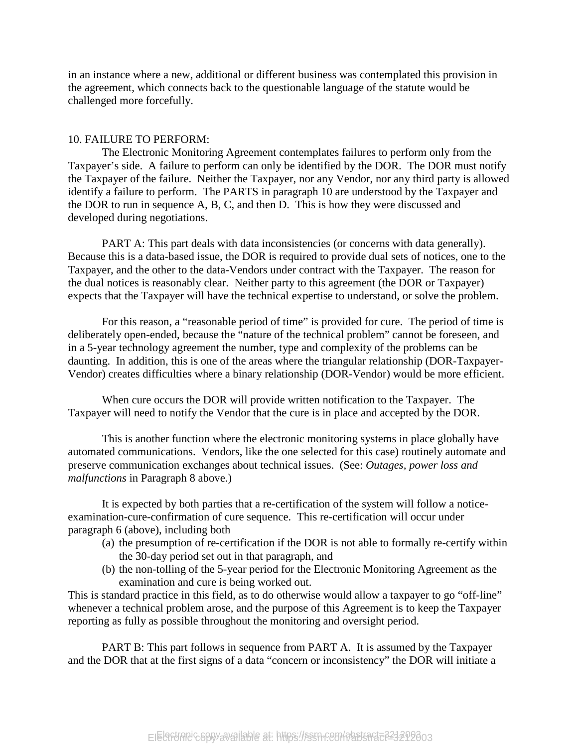in an instance where a new, additional or different business was contemplated this provision in the agreement, which connects back to the questionable language of the statute would be challenged more forcefully.

10. FAILURE TO PERFORM:

The Electronic Monitoring Agreement contemplates failures to perform only from the Taxpayer's side. A failure to perform can only be identified by the DOR. The DOR must notify the Taxpayer of the failure. Neither the Taxpayer, nor any Vendor, nor any third party is allowed identify a failure to perform. The PARTS in paragraph 10 are understood by the Taxpayer and the DOR to run in sequence A, B, C, and then D. This is how they were discussed and developed during negotiations.

PART A: This part deals with data inconsistencies (or concerns with data generally). Because this is a data-based issue, the DOR is required to provide dual sets of notices, one to the Taxpayer, and the other to the data-Vendors under contract with the Taxpayer. The reason for the dual notices is reasonably clear. Neither party to this agreement (the DOR or Taxpayer) expects that the Taxpayer will have the technical expertise to understand, or solve the problem.

For this reason, a "reasonable period of time" is provided for cure. The period of time is deliberately open-ended, because the "nature of the technical problem" cannot be foreseen, and in a 5-year technology agreement the number, type and complexity of the problems can be daunting. In addition, this is one of the areas where the triangular relationship (DOR-Taxpayer-Vendor) creates difficulties where a binary relationship (DOR-Vendor) would be more efficient.

When cure occurs the DOR will provide written notification to the Taxpayer. The Taxpayer will need to notify the Vendor that the cure is in place and accepted by the DOR.

This is another function where the electronic monitoring systems in place globally have automated communications. Vendors, like the one selected for this case) routinely automate and preserve communication exchanges about technical issues. (See: *Outages, power loss and malfunctions* in Paragraph 8 above.)

It is expected by both parties that a re-certification of the system will follow a notice-examination-cure-confirmation of cure sequence. This re-certification will occur under paragraph 6 (above), including both

(a) the presumption of re-certification if the DOR is not able to formally re-certify within the 30-day period set out in that paragraph, and
(b) the non-tolling of the 5-year period for the Electronic Monitoring Agreement as the examination and cure is being worked out.

This is standard practice in this field, as to do otherwise would allow a taxpayer to go "off-line" whenever a technical problem arose, and the purpose of this Agreement is to keep the Taxpayer reporting as fully as possible throughout the monitoring and oversight period.

PART B: This part follows in sequence from PART A. It is assumed by the Taxpayer and the DOR that at the first signs of a data "concern or inconsistency" the DOR will initiate a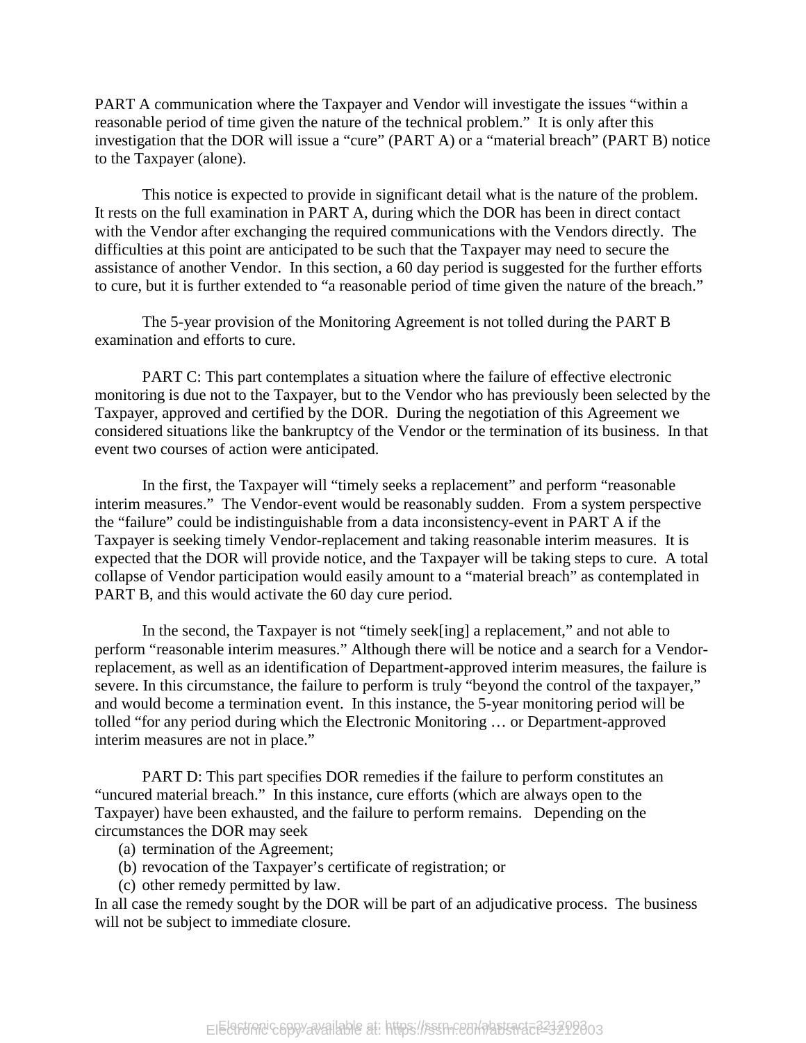PART A communication where the Taxpayer and Vendor will investigate the issues "within a reasonable period of time given the nature of the technical problem." It is only after this investigation that the DOR will issue a "cure" (PART A) or a "material breach" (PART B) notice to the Taxpayer (alone).

This notice is expected to provide in significant detail what is the nature of the problem. It rests on the full examination in PART A, during which the DOR has been in direct contact with the Vendor after exchanging the required communications with the Vendors directly. The difficulties at this point are anticipated to be such that the Taxpayer may need to secure the assistance of another Vendor. In this section, a 60 day period is suggested for the further efforts to cure, but it is further extended to "a reasonable period of time given the nature of the breach."

The 5-year provision of the Monitoring Agreement is not tolled during the PART B examination and efforts to cure.

PART C: This part contemplates a situation where the failure of effective electronic monitoring is due not to the Taxpayer, but to the Vendor who has previously been selected by the Taxpayer, approved and certified by the DOR. During the negotiation of this Agreement we considered situations like the bankruptcy of the Vendor or the termination of its business. In that event two courses of action were anticipated.

In the first, the Taxpayer will "timely seeks a replacement" and perform "reasonable interim measures." The Vendor-event would be reasonably sudden. From a system perspective the "failure" could be indistinguishable from a data inconsistency-event in PART A if the Taxpayer is seeking timely Vendor-replacement and taking reasonable interim measures. It is expected that the DOR will provide notice, and the Taxpayer will be taking steps to cure. A total collapse of Vendor participation would easily amount to a "material breach" as contemplated in PART B, and this would activate the 60 day cure period.

In the second, the Taxpayer is not "timely seek[ing] a replacement," and not able to perform "reasonable interim measures." Although there will be notice and a search for a Vendor-replacement, as well as an identification of Department-approved interim measures, the failure is severe. In this circumstance, the failure to perform is truly "beyond the control of the taxpayer," and would become a termination event. In this instance, the 5-year monitoring period will be tolled "for any period during which the Electronic Monitoring … or Department-approved interim measures are not in place."

PART D: This part specifies DOR remedies if the failure to perform constitutes an "uncured material breach." In this instance, cure efforts (which are always open to the Taxpayer) have been exhausted, and the failure to perform remains. Depending on the circumstances the DOR may seek

(a) termination of the Agreement;
(b) revocation of the Taxpayer's certificate of registration; or
(c) other remedy permitted by law.

In all case the remedy sought by the DOR will be part of an adjudicative process. The business will not be subject to immediate closure.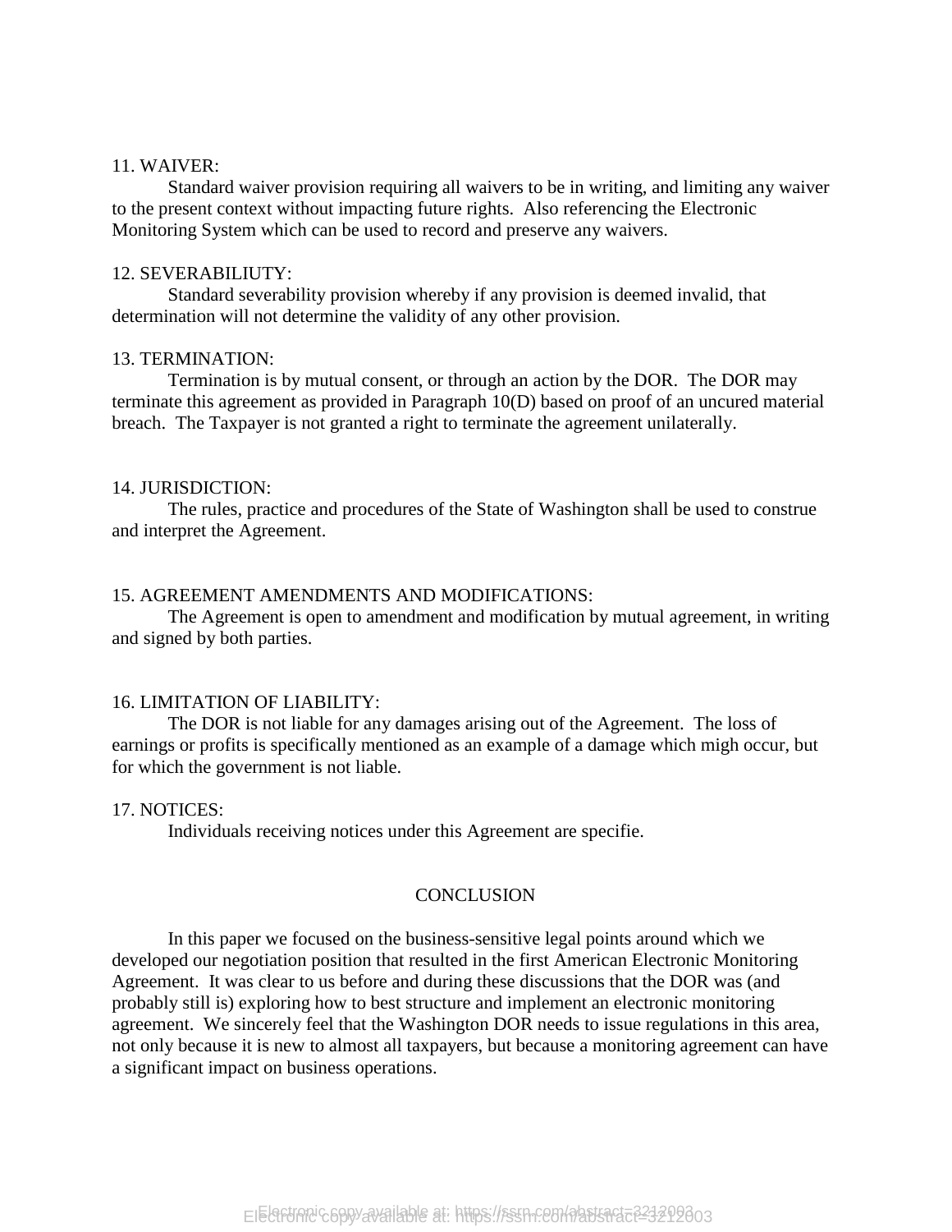11. WAIVER:

Standard waiver provision requiring all waivers to be in writing, and limiting any waiver to the present context without impacting future rights. Also referencing the Electronic Monitoring System which can be used to record and preserve any waivers.

12. SEVERABILIUTY:

Standard severability provision whereby if any provision is deemed invalid, that determination will not determine the validity of any other provision.

13. TERMINATION:

Termination is by mutual consent, or through an action by the DOR. The DOR may terminate this agreement as provided in Paragraph 10(D) based on proof of an uncured material breach. The Taxpayer is not granted a right to terminate the agreement unilaterally.

14. JURISDICTION:

The rules, practice and procedures of the State of Washington shall be used to construe and interpret the Agreement.

15. AGREEMENT AMENDMENTS AND MODIFICATIONS:

The Agreement is open to amendment and modification by mutual agreement, in writing and signed by both parties.

16. LIMITATION OF LIABILITY:

The DOR is not liable for any damages arising out of the Agreement. The loss of earnings or profits is specifically mentioned as an example of a damage which migh occur, but for which the government is not liable.

17. NOTICES:

Individuals receiving notices under this Agreement are specifie.

## CONCLUSION

In this paper we focused on the business-sensitive legal points around which we developed our negotiation position that resulted in the first American Electronic Monitoring Agreement. It was clear to us before and during these discussions that the DOR was (and probably still is) exploring how to best structure and implement an electronic monitoring agreement. We sincerely feel that the Washington DOR needs to issue regulations in this area, not only because it is new to almost all taxpayers, but because a monitoring agreement can have a significant impact on business operations.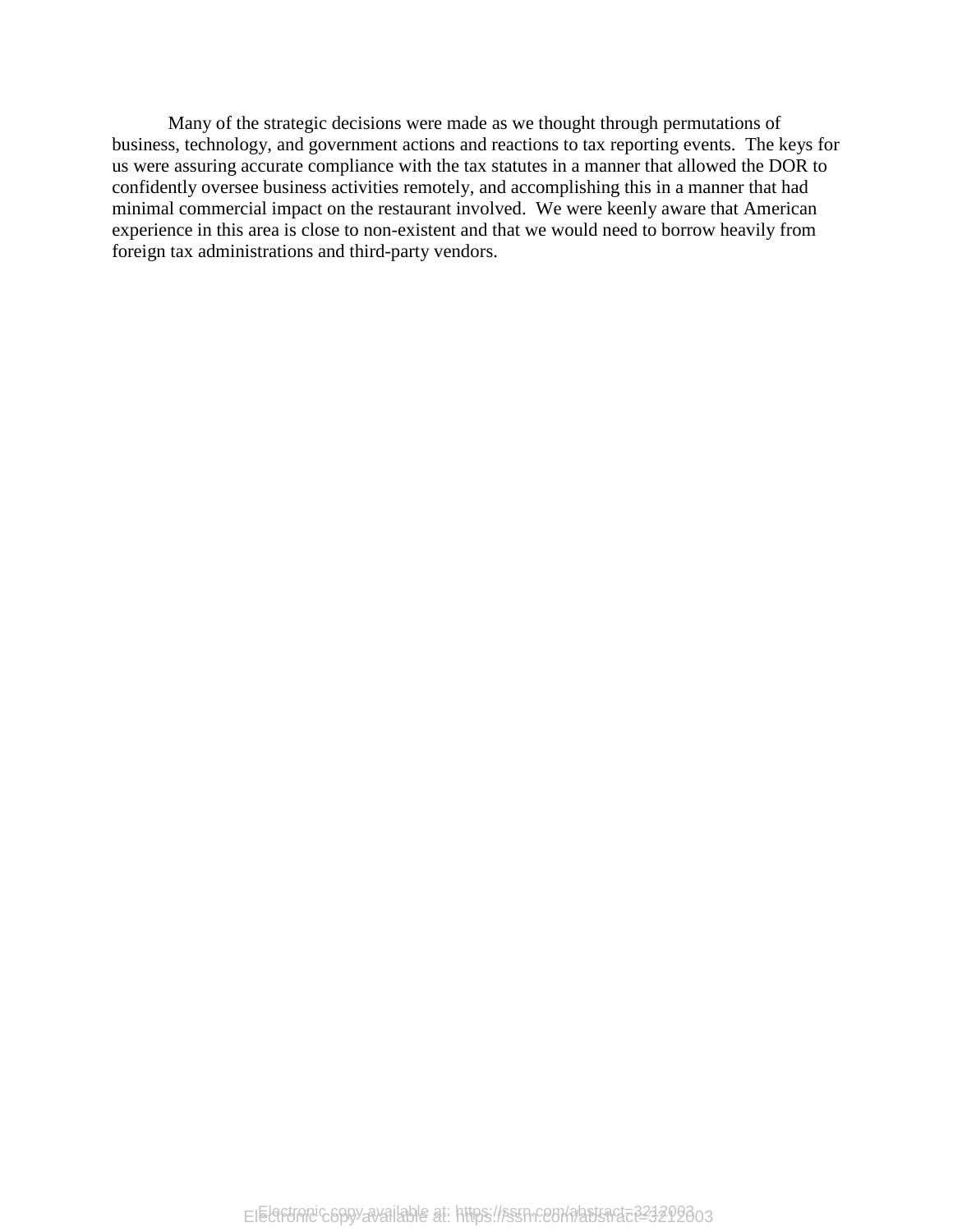Many of the strategic decisions were made as we thought through permutations of business, technology, and government actions and reactions to tax reporting events. The keys for us were assuring accurate compliance with the tax statutes in a manner that allowed the DOR to confidently oversee business activities remotely, and accomplishing this in a manner that had minimal commercial impact on the restaurant involved. We were keenly aware that American experience in this area is close to non-existent and that we would need to borrow heavily from foreign tax administrations and third-party vendors.